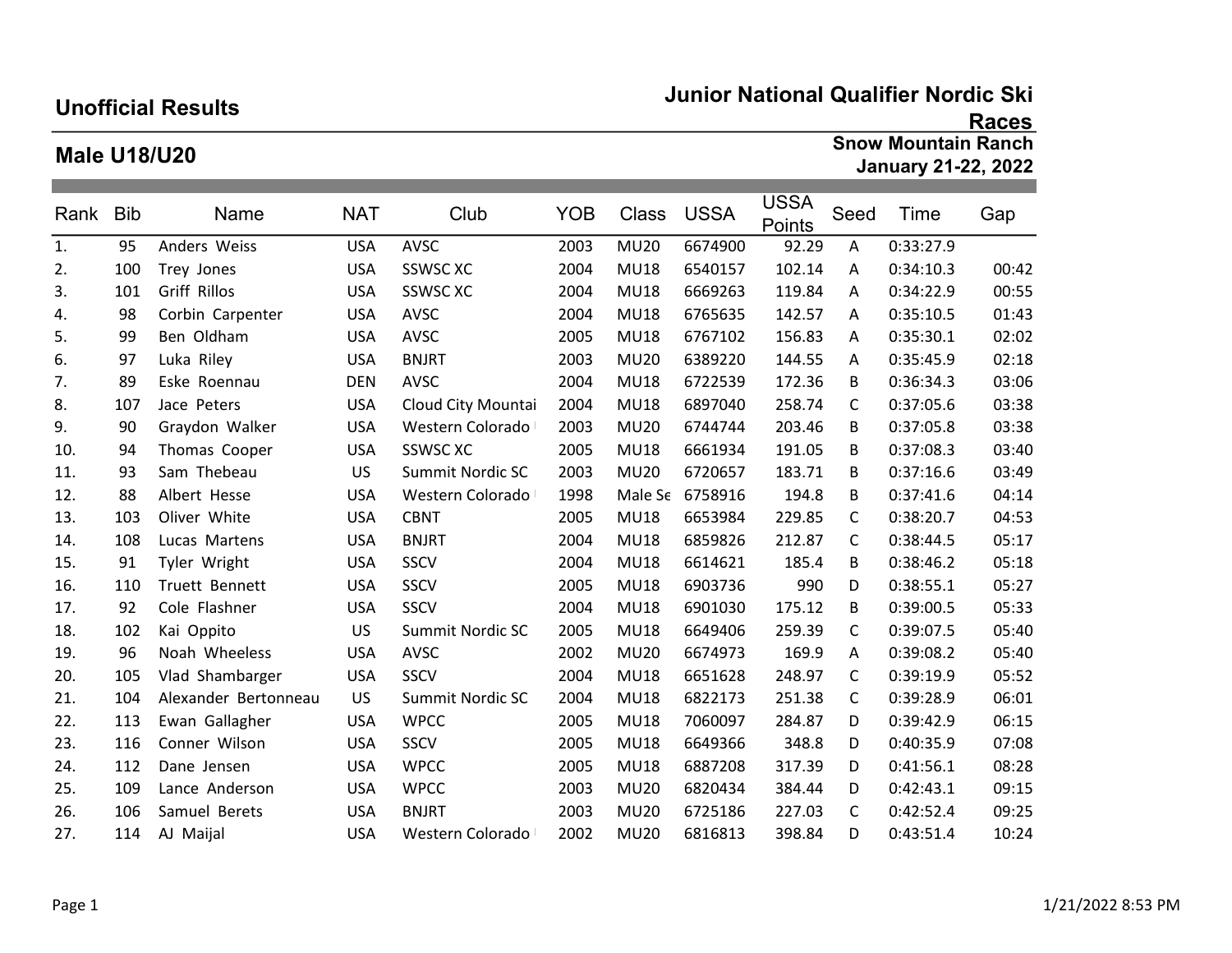## Unofficial Results

## Junior National Qualifier Nordic Ski Races

### Male U18/U20

**Snow Mountain Ranch**
**January 21-22, 2022**

| Rank | Bib | Name | NAT | Club | YOB | Class | USSA | USSA Points | Seed | Time | Gap |
|---|---|---|---|---|---|---|---|---|---|---|---|
| 1. | 95 | Anders Weiss | USA | AVSC | 2003 | MU20 | 6674900 | 92.29 | A | 0:33:27.9 | |
| 2. | 100 | Trey Jones | USA | SSWSC XC | 2004 | MU18 | 6540157 | 102.14 | A | 0:34:10.3 | 00:42 |
| 3. | 101 | Griff Rillos | USA | SSWSC XC | 2004 | MU18 | 6669263 | 119.84 | A | 0:34:22.9 | 00:55 |
| 4. | 98 | Corbin Carpenter | USA | AVSC | 2004 | MU18 | 6765635 | 142.57 | A | 0:35:10.5 | 01:43 |
| 5. | 99 | Ben Oldham | USA | AVSC | 2005 | MU18 | 6767102 | 156.83 | A | 0:35:30.1 | 02:02 |
| 6. | 97 | Luka Riley | USA | BNJRT | 2003 | MU20 | 6389220 | 144.55 | A | 0:35:45.9 | 02:18 |
| 7. | 89 | Eske Roennau | DEN | AVSC | 2004 | MU18 | 6722539 | 172.36 | B | 0:36:34.3 | 03:06 |
| 8. | 107 | Jace Peters | USA | Cloud City Mountai | 2004 | MU18 | 6897040 | 258.74 | C | 0:37:05.6 | 03:38 |
| 9. | 90 | Graydon Walker | USA | Western Colorado | 2003 | MU20 | 6744744 | 203.46 | B | 0:37:05.8 | 03:38 |
| 10. | 94 | Thomas Cooper | USA | SSWSC XC | 2005 | MU18 | 6661934 | 191.05 | B | 0:37:08.3 | 03:40 |
| 11. | 93 | Sam Thebeau | US | Summit Nordic SC | 2003 | MU20 | 6720657 | 183.71 | B | 0:37:16.6 | 03:49 |
| 12. | 88 | Albert Hesse | USA | Western Colorado | 1998 | Male Se | 6758916 | 194.8 | B | 0:37:41.6 | 04:14 |
| 13. | 103 | Oliver White | USA | CBNT | 2005 | MU18 | 6653984 | 229.85 | C | 0:38:20.7 | 04:53 |
| 14. | 108 | Lucas Martens | USA | BNJRT | 2004 | MU18 | 6859826 | 212.87 | C | 0:38:44.5 | 05:17 |
| 15. | 91 | Tyler Wright | USA | SSCV | 2004 | MU18 | 6614621 | 185.4 | B | 0:38:46.2 | 05:18 |
| 16. | 110 | Truett Bennett | USA | SSCV | 2005 | MU18 | 6903736 | 990 | D | 0:38:55.1 | 05:27 |
| 17. | 92 | Cole Flashner | USA | SSCV | 2004 | MU18 | 6901030 | 175.12 | B | 0:39:00.5 | 05:33 |
| 18. | 102 | Kai Oppito | US | Summit Nordic SC | 2005 | MU18 | 6649406 | 259.39 | C | 0:39:07.5 | 05:40 |
| 19. | 96 | Noah Wheeless | USA | AVSC | 2002 | MU20 | 6674973 | 169.9 | A | 0:39:08.2 | 05:40 |
| 20. | 105 | Vlad Shambarger | USA | SSCV | 2004 | MU18 | 6651628 | 248.97 | C | 0:39:19.9 | 05:52 |
| 21. | 104 | Alexander Bertonneau | US | Summit Nordic SC | 2004 | MU18 | 6822173 | 251.38 | C | 0:39:28.9 | 06:01 |
| 22. | 113 | Ewan Gallagher | USA | WPCC | 2005 | MU18 | 7060097 | 284.87 | D | 0:39:42.9 | 06:15 |
| 23. | 116 | Conner Wilson | USA | SSCV | 2005 | MU18 | 6649366 | 348.8 | D | 0:40:35.9 | 07:08 |
| 24. | 112 | Dane Jensen | USA | WPCC | 2005 | MU18 | 6887208 | 317.39 | D | 0:41:56.1 | 08:28 |
| 25. | 109 | Lance Anderson | USA | WPCC | 2003 | MU20 | 6820434 | 384.44 | D | 0:42:43.1 | 09:15 |
| 26. | 106 | Samuel Berets | USA | BNJRT | 2003 | MU20 | 6725186 | 227.03 | C | 0:42:52.4 | 09:25 |
| 27. | 114 | AJ Maijal | USA | Western Colorado | 2002 | MU20 | 6816813 | 398.84 | D | 0:43:51.4 | 10:24 |

1/21/2022 8:53 PM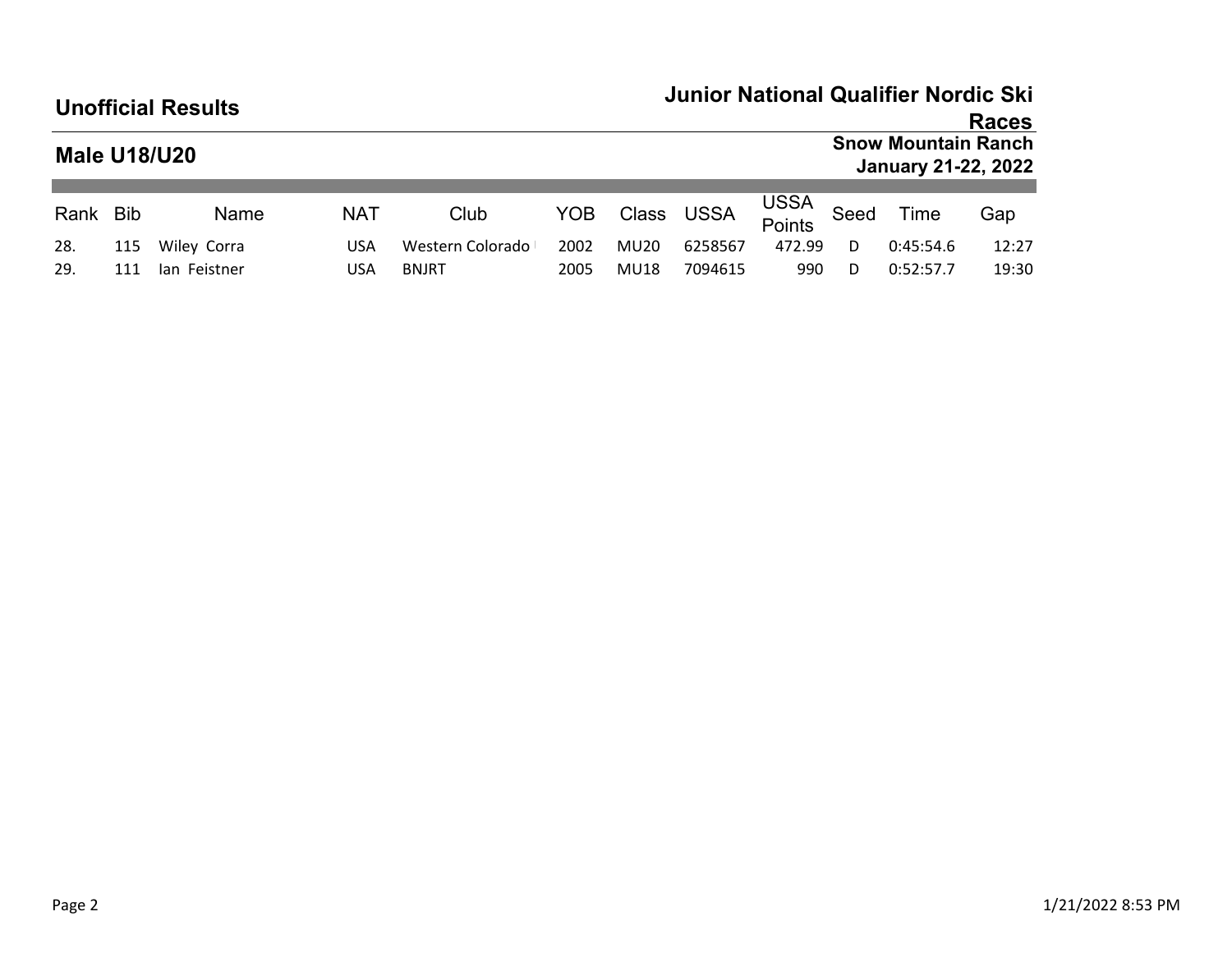## Unofficial Results

## Junior National Qualifier Nordic Ski Races

### Male U18/U20

**Snow Mountain Ranch**
**January 21-22, 2022**

| Rank | Bib | Name | NAT | Club | YOB | Class | USSA | USSA Points | Seed | Time | Gap |
|---|---|---|---|---|---|---|---|---|---|---|---|
| 28. | 115 | Wiley Corra | USA | Western Colorado | 2002 | MU20 | 6258567 | 472.99 | D | 0:45:54.6 | 12:27 |
| 29. | 111 | Ian Feistner | USA | BNJRT | 2005 | MU18 | 7094615 | 990 | D | 0:52:57.7 | 19:30 |

1/21/2022 8:53 PM